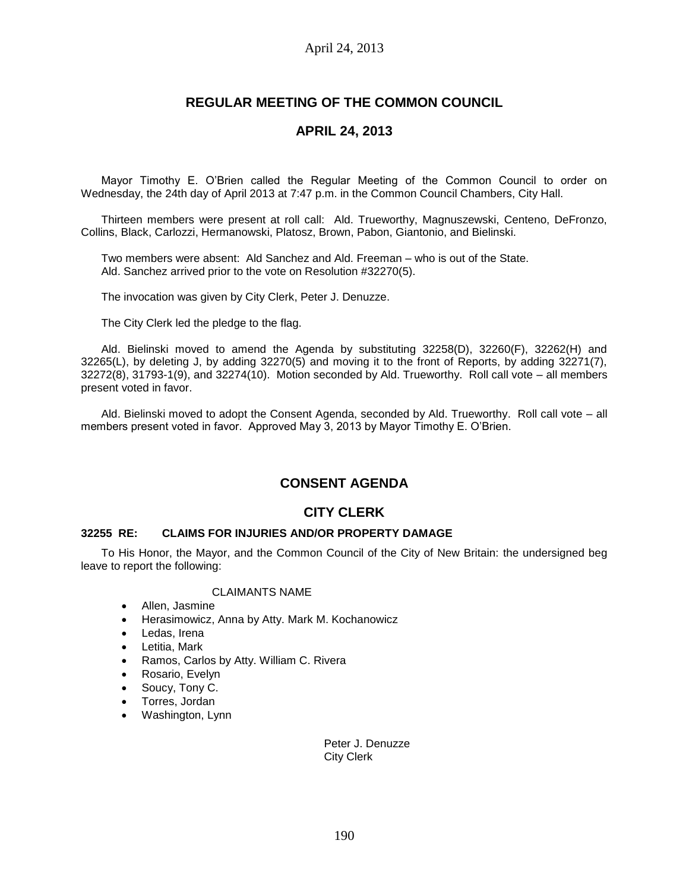# REGULAR MEETING OF THE COMMON COUNCIL

## APRIL 24, 2013

Mayor Timothy E. O'Brien called the Regular Meeting of the Common Council to order on Wednesday, the 24th day of April 2013 at 7:47 p.m. in the Common Council Chambers, City Hall.

Thirteen members were present at roll call: Ald. Trueworthy, Magnuszewski, Centeno, DeFronzo, Collins, Black, Carlozzi, Hermanowski, Platosz, Brown, Pabon, Giantonio, and Bielinski.

Two members were absent: Ald Sanchez and Ald. Freeman – who is out of the State. Ald. Sanchez arrived prior to the vote on Resolution #32270(5).

The invocation was given by City Clerk, Peter J. Denuzze.

The City Clerk led the pledge to the flag.

Ald. Bielinski moved to amend the Agenda by substituting 32258(D), 32260(F), 32262(H) and 32265(L), by deleting J, by adding 32270(5) and moving it to the front of Reports, by adding 32271(7), 32272(8), 31793-1(9), and 32274(10). Motion seconded by Ald. Trueworthy. Roll call vote – all members present voted in favor.

Ald. Bielinski moved to adopt the Consent Agenda, seconded by Ald. Trueworthy. Roll call vote – all members present voted in favor. Approved May 3, 2013 by Mayor Timothy E. O'Brien.

## CONSENT AGENDA

## CITY CLERK

### 32255 RE: CLAIMS FOR INJURIES AND/OR PROPERTY DAMAGE

To His Honor, the Mayor, and the Common Council of the City of New Britain: the undersigned beg leave to report the following:

CLAIMANTS NAME

- Allen, Jasmine
- Herasimowicz, Anna by Atty. Mark M. Kochanowicz
- Ledas, Irena
- Letitia, Mark
- Ramos, Carlos by Atty. William C. Rivera
- Rosario, Evelyn
- Soucy, Tony C.
- Torres, Jordan
- Washington, Lynn

Peter J. Denuzze
City Clerk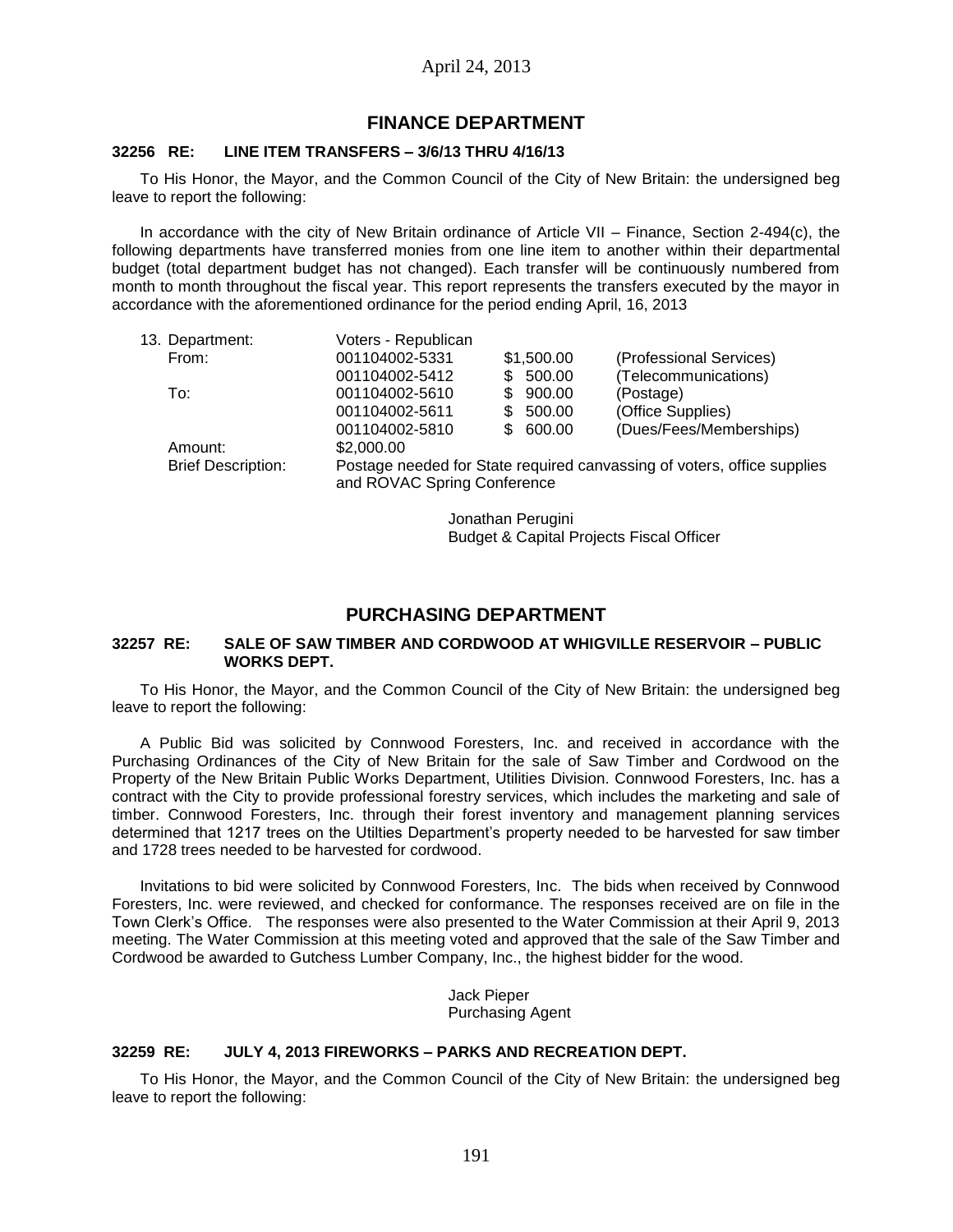## FINANCE DEPARTMENT

**32256 RE: LINE ITEM TRANSFERS – 3/6/13 THRU 4/16/13**

To His Honor, the Mayor, and the Common Council of the City of New Britain: the undersigned beg leave to report the following:

In accordance with the city of New Britain ordinance of Article VII – Finance, Section 2-494(c), the following departments have transferred monies from one line item to another within their departmental budget (total department budget has not changed). Each transfer will be continuously numbered from month to month throughout the fiscal year. This report represents the transfers executed by the mayor in accordance with the aforementioned ordinance for the period ending April, 16, 2013

| 13. Department: | Voters - Republican | | |
|---|---|---|---|
| From: | 001104002-5331 | $1,500.00 | (Professional Services) |
| | 001104002-5412 | $ 500.00 | (Telecommunications) |
| To: | 001104002-5610 | $ 900.00 | (Postage) |
| | 001104002-5611 | $ 500.00 | (Office Supplies) |
| | 001104002-5810 | $ 600.00 | (Dues/Fees/Memberships) |
| Amount: | $2,000.00 | | |
| Brief Description: | Postage needed for State required canvassing of voters, office supplies and ROVAC Spring Conference | | |

Jonathan Perugini
Budget & Capital Projects Fiscal Officer

## PURCHASING DEPARTMENT

**32257 RE: SALE OF SAW TIMBER AND CORDWOOD AT WHIGVILLE RESERVOIR – PUBLIC WORKS DEPT.**

To His Honor, the Mayor, and the Common Council of the City of New Britain: the undersigned beg leave to report the following:

A Public Bid was solicited by Connwood Foresters, Inc. and received in accordance with the Purchasing Ordinances of the City of New Britain for the sale of Saw Timber and Cordwood on the Property of the New Britain Public Works Department, Utilities Division. Connwood Foresters, Inc. has a contract with the City to provide professional forestry services, which includes the marketing and sale of timber. Connwood Foresters, Inc. through their forest inventory and management planning services determined that 1217 trees on the Utilties Department's property needed to be harvested for saw timber and 1728 trees needed to be harvested for cordwood.

Invitations to bid were solicited by Connwood Foresters, Inc. The bids when received by Connwood Foresters, Inc. were reviewed, and checked for conformance. The responses received are on file in the Town Clerk's Office. The responses were also presented to the Water Commission at their April 9, 2013 meeting. The Water Commission at this meeting voted and approved that the sale of the Saw Timber and Cordwood be awarded to Gutchess Lumber Company, Inc., the highest bidder for the wood.

Jack Pieper
Purchasing Agent

**32259 RE: JULY 4, 2013 FIREWORKS – PARKS AND RECREATION DEPT.**

To His Honor, the Mayor, and the Common Council of the City of New Britain: the undersigned beg leave to report the following: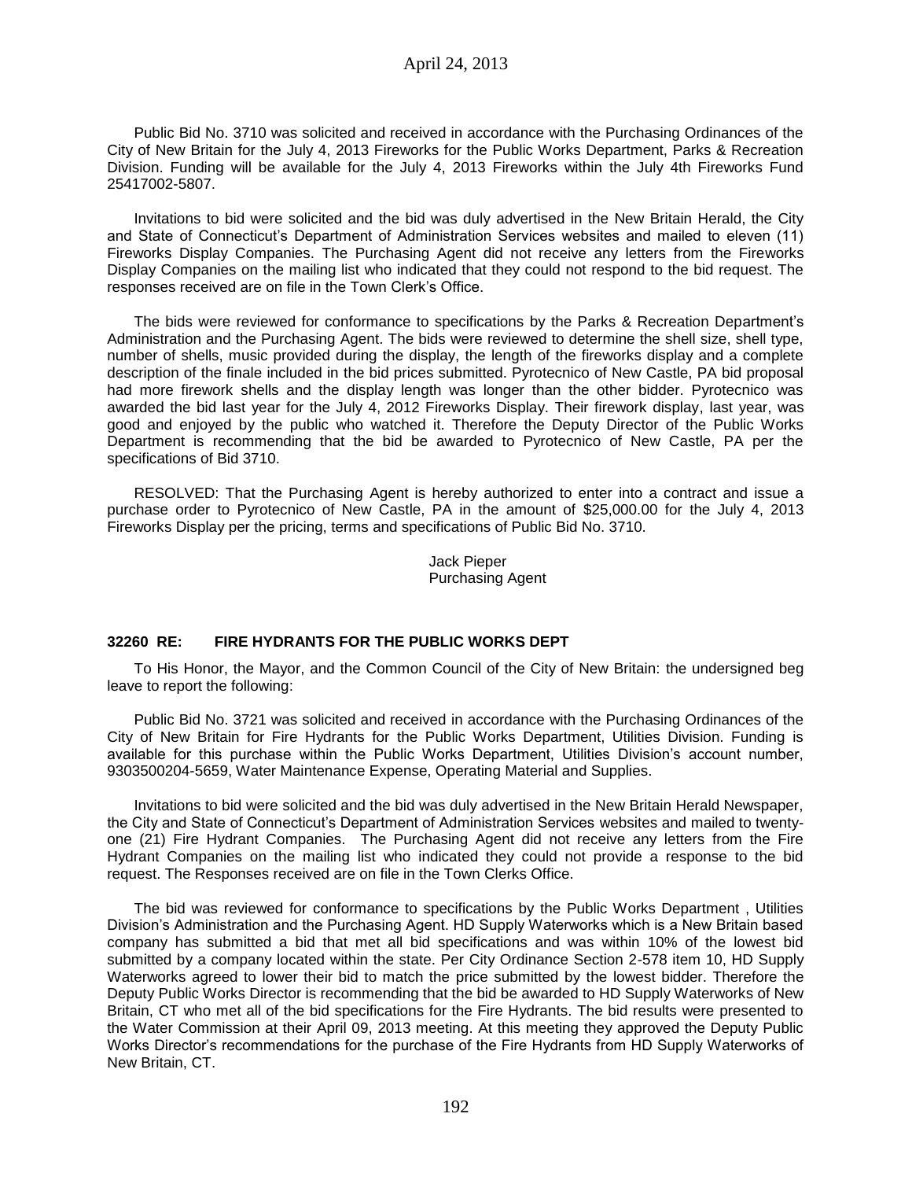Public Bid No. 3710 was solicited and received in accordance with the Purchasing Ordinances of the City of New Britain for the July 4, 2013 Fireworks for the Public Works Department, Parks & Recreation Division. Funding will be available for the July 4, 2013 Fireworks within the July 4th Fireworks Fund 25417002-5807.

Invitations to bid were solicited and the bid was duly advertised in the New Britain Herald, the City and State of Connecticut's Department of Administration Services websites and mailed to eleven (11) Fireworks Display Companies. The Purchasing Agent did not receive any letters from the Fireworks Display Companies on the mailing list who indicated that they could not respond to the bid request. The responses received are on file in the Town Clerk's Office.

The bids were reviewed for conformance to specifications by the Parks & Recreation Department's Administration and the Purchasing Agent. The bids were reviewed to determine the shell size, shell type, number of shells, music provided during the display, the length of the fireworks display and a complete description of the finale included in the bid prices submitted. Pyrotecnico of New Castle, PA bid proposal had more firework shells and the display length was longer than the other bidder. Pyrotecnico was awarded the bid last year for the July 4, 2012 Fireworks Display. Their firework display, last year, was good and enjoyed by the public who watched it. Therefore the Deputy Director of the Public Works Department is recommending that the bid be awarded to Pyrotecnico of New Castle, PA per the specifications of Bid 3710.

RESOLVED: That the Purchasing Agent is hereby authorized to enter into a contract and issue a purchase order to Pyrotecnico of New Castle, PA in the amount of $25,000.00 for the July 4, 2013 Fireworks Display per the pricing, terms and specifications of Public Bid No. 3710.

Jack Pieper
Purchasing Agent

**32260 RE: FIRE HYDRANTS FOR THE PUBLIC WORKS DEPT**

To His Honor, the Mayor, and the Common Council of the City of New Britain: the undersigned beg leave to report the following:

Public Bid No. 3721 was solicited and received in accordance with the Purchasing Ordinances of the City of New Britain for Fire Hydrants for the Public Works Department, Utilities Division. Funding is available for this purchase within the Public Works Department, Utilities Division's account number, 9303500204-5659, Water Maintenance Expense, Operating Material and Supplies.

Invitations to bid were solicited and the bid was duly advertised in the New Britain Herald Newspaper, the City and State of Connecticut's Department of Administration Services websites and mailed to twenty-one (21) Fire Hydrant Companies. The Purchasing Agent did not receive any letters from the Fire Hydrant Companies on the mailing list who indicated they could not provide a response to the bid request. The Responses received are on file in the Town Clerks Office.

The bid was reviewed for conformance to specifications by the Public Works Department , Utilities Division's Administration and the Purchasing Agent. HD Supply Waterworks which is a New Britain based company has submitted a bid that met all bid specifications and was within 10% of the lowest bid submitted by a company located within the state. Per City Ordinance Section 2-578 item 10, HD Supply Waterworks agreed to lower their bid to match the price submitted by the lowest bidder. Therefore the Deputy Public Works Director is recommending that the bid be awarded to HD Supply Waterworks of New Britain, CT who met all of the bid specifications for the Fire Hydrants. The bid results were presented to the Water Commission at their April 09, 2013 meeting. At this meeting they approved the Deputy Public Works Director's recommendations for the purchase of the Fire Hydrants from HD Supply Waterworks of New Britain, CT.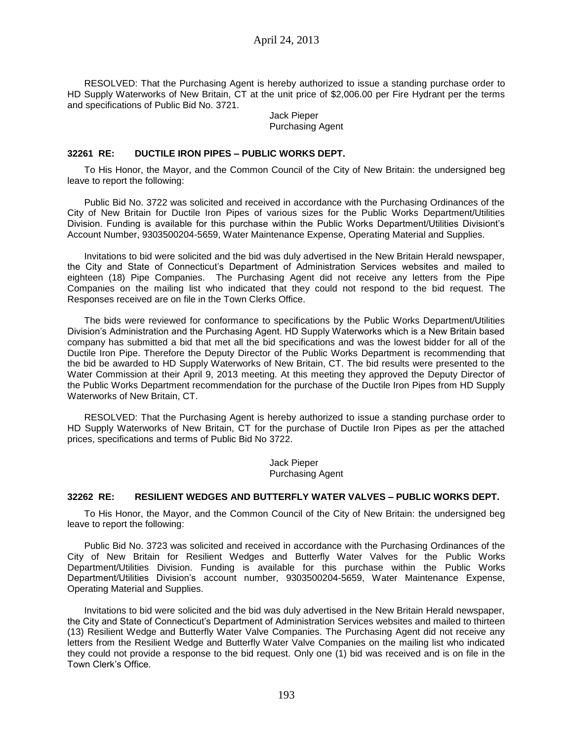RESOLVED: That the Purchasing Agent is hereby authorized to issue a standing purchase order to HD Supply Waterworks of New Britain, CT at the unit price of $2,006.00 per Fire Hydrant per the terms and specifications of Public Bid No. 3721.

Jack Pieper
Purchasing Agent

### 32261 RE: DUCTILE IRON PIPES – PUBLIC WORKS DEPT.

To His Honor, the Mayor, and the Common Council of the City of New Britain: the undersigned beg leave to report the following:

Public Bid No. 3722 was solicited and received in accordance with the Purchasing Ordinances of the City of New Britain for Ductile Iron Pipes of various sizes for the Public Works Department/Utilities Division. Funding is available for this purchase within the Public Works Department/Utilities Divisiont's Account Number, 9303500204-5659, Water Maintenance Expense, Operating Material and Supplies.

Invitations to bid were solicited and the bid was duly advertised in the New Britain Herald newspaper, the City and State of Connecticut's Department of Administration Services websites and mailed to eighteen (18) Pipe Companies. The Purchasing Agent did not receive any letters from the Pipe Companies on the mailing list who indicated that they could not respond to the bid request. The Responses received are on file in the Town Clerks Office.

The bids were reviewed for conformance to specifications by the Public Works Department/Utilities Division's Administration and the Purchasing Agent. HD Supply Waterworks which is a New Britain based company has submitted a bid that met all the bid specifications and was the lowest bidder for all of the Ductile Iron Pipe. Therefore the Deputy Director of the Public Works Department is recommending that the bid be awarded to HD Supply Waterworks of New Britain, CT. The bid results were presented to the Water Commission at their April 9, 2013 meeting. At this meeting they approved the Deputy Director of the Public Works Department recommendation for the purchase of the Ductile Iron Pipes from HD Supply Waterworks of New Britain, CT.

RESOLVED: That the Purchasing Agent is hereby authorized to issue a standing purchase order to HD Supply Waterworks of New Britain, CT for the purchase of Ductile Iron Pipes as per the attached prices, specifications and terms of Public Bid No 3722.

Jack Pieper
Purchasing Agent

### 32262 RE: RESILIENT WEDGES AND BUTTERFLY WATER VALVES – PUBLIC WORKS DEPT.

To His Honor, the Mayor, and the Common Council of the City of New Britain: the undersigned beg leave to report the following:

Public Bid No. 3723 was solicited and received in accordance with the Purchasing Ordinances of the City of New Britain for Resilient Wedges and Butterfly Water Valves for the Public Works Department/Utilities Division. Funding is available for this purchase within the Public Works Department/Utilities Division's account number, 9303500204-5659, Water Maintenance Expense, Operating Material and Supplies.

Invitations to bid were solicited and the bid was duly advertised in the New Britain Herald newspaper, the City and State of Connecticut's Department of Administration Services websites and mailed to thirteen (13) Resilient Wedge and Butterfly Water Valve Companies. The Purchasing Agent did not receive any letters from the Resilient Wedge and Butterfly Water Valve Companies on the mailing list who indicated they could not provide a response to the bid request. Only one (1) bid was received and is on file in the Town Clerk's Office.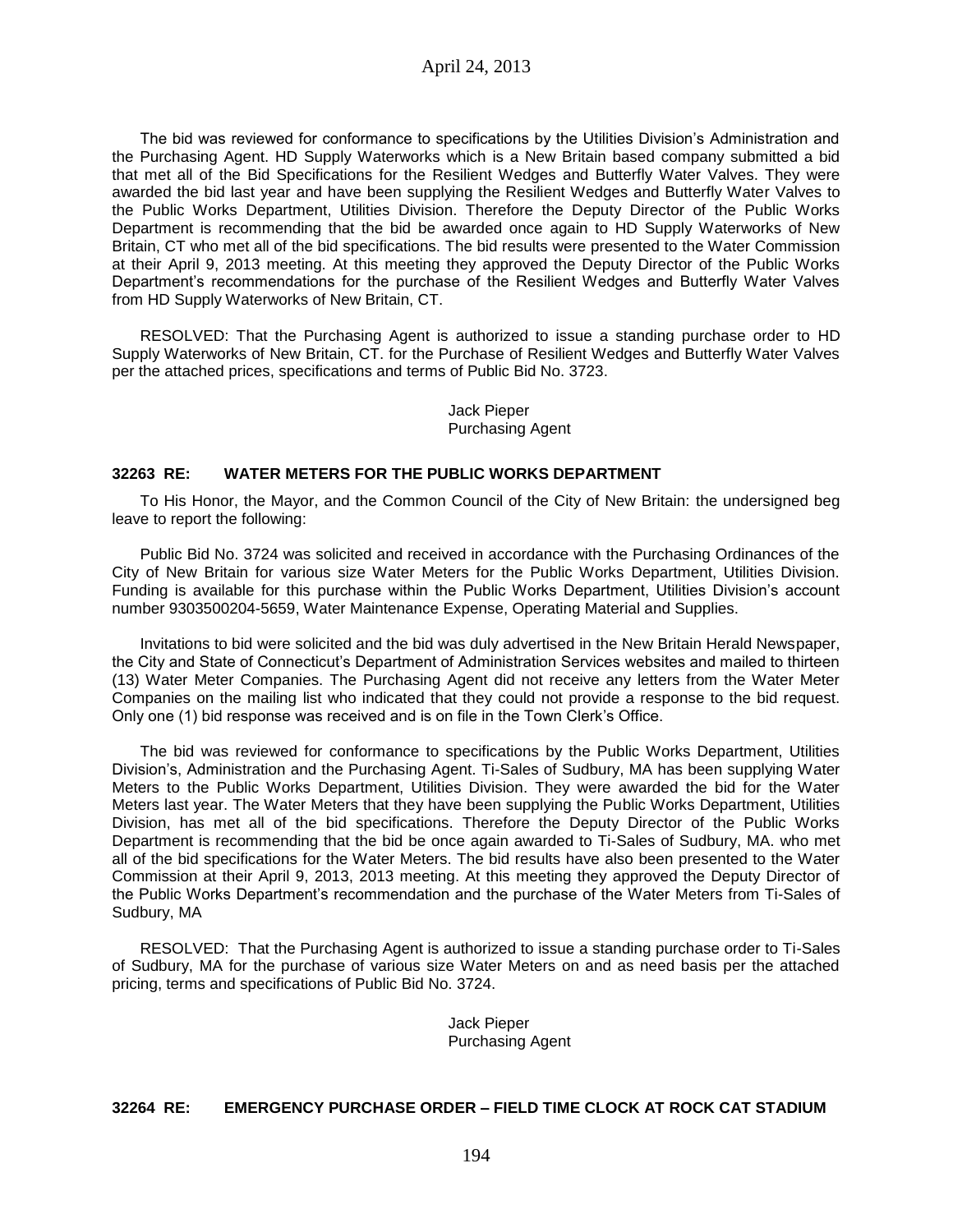The bid was reviewed for conformance to specifications by the Utilities Division's Administration and the Purchasing Agent. HD Supply Waterworks which is a New Britain based company submitted a bid that met all of the Bid Specifications for the Resilient Wedges and Butterfly Water Valves. They were awarded the bid last year and have been supplying the Resilient Wedges and Butterfly Water Valves to the Public Works Department, Utilities Division. Therefore the Deputy Director of the Public Works Department is recommending that the bid be awarded once again to HD Supply Waterworks of New Britain, CT who met all of the bid specifications. The bid results were presented to the Water Commission at their April 9, 2013 meeting. At this meeting they approved the Deputy Director of the Public Works Department's recommendations for the purchase of the Resilient Wedges and Butterfly Water Valves from HD Supply Waterworks of New Britain, CT.

RESOLVED: That the Purchasing Agent is authorized to issue a standing purchase order to HD Supply Waterworks of New Britain, CT. for the Purchase of Resilient Wedges and Butterfly Water Valves per the attached prices, specifications and terms of Public Bid No. 3723.

Jack Pieper
Purchasing Agent

**32263 RE: WATER METERS FOR THE PUBLIC WORKS DEPARTMENT**

To His Honor, the Mayor, and the Common Council of the City of New Britain: the undersigned beg leave to report the following:

Public Bid No. 3724 was solicited and received in accordance with the Purchasing Ordinances of the City of New Britain for various size Water Meters for the Public Works Department, Utilities Division. Funding is available for this purchase within the Public Works Department, Utilities Division's account number 9303500204-5659, Water Maintenance Expense, Operating Material and Supplies.

Invitations to bid were solicited and the bid was duly advertised in the New Britain Herald Newspaper, the City and State of Connecticut's Department of Administration Services websites and mailed to thirteen (13) Water Meter Companies. The Purchasing Agent did not receive any letters from the Water Meter Companies on the mailing list who indicated that they could not provide a response to the bid request. Only one (1) bid response was received and is on file in the Town Clerk's Office.

The bid was reviewed for conformance to specifications by the Public Works Department, Utilities Division's, Administration and the Purchasing Agent. Ti-Sales of Sudbury, MA has been supplying Water Meters to the Public Works Department, Utilities Division. They were awarded the bid for the Water Meters last year. The Water Meters that they have been supplying the Public Works Department, Utilities Division, has met all of the bid specifications. Therefore the Deputy Director of the Public Works Department is recommending that the bid be once again awarded to Ti-Sales of Sudbury, MA. who met all of the bid specifications for the Water Meters. The bid results have also been presented to the Water Commission at their April 9, 2013, 2013 meeting. At this meeting they approved the Deputy Director of the Public Works Department's recommendation and the purchase of the Water Meters from Ti-Sales of Sudbury, MA

RESOLVED: That the Purchasing Agent is authorized to issue a standing purchase order to Ti-Sales of Sudbury, MA for the purchase of various size Water Meters on and as need basis per the attached pricing, terms and specifications of Public Bid No. 3724.

Jack Pieper
Purchasing Agent

**32264 RE: EMERGENCY PURCHASE ORDER – FIELD TIME CLOCK AT ROCK CAT STADIUM**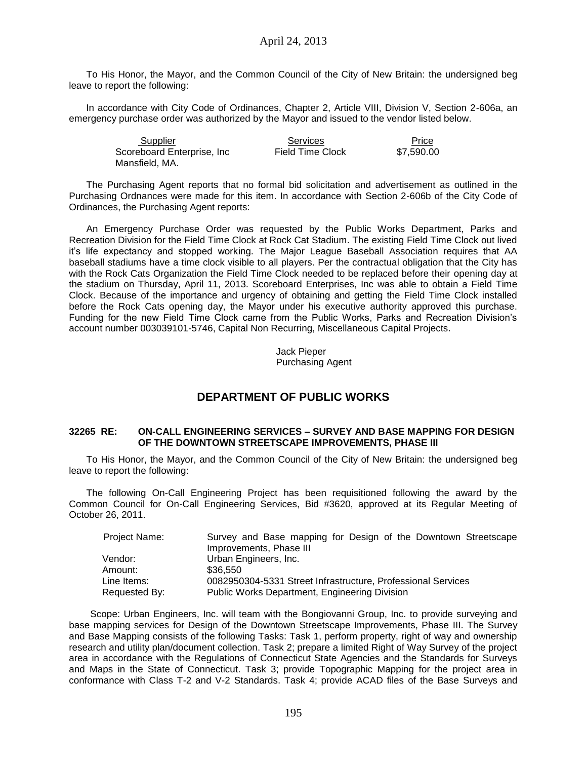To His Honor, the Mayor, and the Common Council of the City of New Britain: the undersigned beg leave to report the following:

In accordance with City Code of Ordinances, Chapter 2, Article VIII, Division V, Section 2-606a, an emergency purchase order was authorized by the Mayor and issued to the vendor listed below.

| Supplier | Services | Price |
|---|---|---|
| Scoreboard Enterprise, Inc<br>Mansfield, MA. | Field Time Clock | $7,590.00 |

The Purchasing Agent reports that no formal bid solicitation and advertisement as outlined in the Purchasing Ordnances were made for this item. In accordance with Section 2-606b of the City Code of Ordinances, the Purchasing Agent reports:

An Emergency Purchase Order was requested by the Public Works Department, Parks and Recreation Division for the Field Time Clock at Rock Cat Stadium. The existing Field Time Clock out lived it's life expectancy and stopped working. The Major League Baseball Association requires that AA baseball stadiums have a time clock visible to all players. Per the contractual obligation that the City has with the Rock Cats Organization the Field Time Clock needed to be replaced before their opening day at the stadium on Thursday, April 11, 2013. Scoreboard Enterprises, Inc was able to obtain a Field Time Clock. Because of the importance and urgency of obtaining and getting the Field Time Clock installed before the Rock Cats opening day, the Mayor under his executive authority approved this purchase. Funding for the new Field Time Clock came from the Public Works, Parks and Recreation Division's account number 003039101-5746, Capital Non Recurring, Miscellaneous Capital Projects.

Jack Pieper
Purchasing Agent

## DEPARTMENT OF PUBLIC WORKS

**32265 RE: ON-CALL ENGINEERING SERVICES – SURVEY AND BASE MAPPING FOR DESIGN OF THE DOWNTOWN STREETSCAPE IMPROVEMENTS, PHASE III**

To His Honor, the Mayor, and the Common Council of the City of New Britain: the undersigned beg leave to report the following:

The following On-Call Engineering Project has been requisitioned following the award by the Common Council for On-Call Engineering Services, Bid #3620, approved at its Regular Meeting of October 26, 2011.

| | |
|---|---|
| Project Name: | Survey and Base mapping for Design of the Downtown Streetscape Improvements, Phase III |
| Vendor: | Urban Engineers, Inc. |
| Amount: | $36,550 |
| Line Items: | 0082950304-5331 Street Infrastructure, Professional Services |
| Requested By: | Public Works Department, Engineering Division |

Scope: Urban Engineers, Inc. will team with the Bongiovanni Group, Inc. to provide surveying and base mapping services for Design of the Downtown Streetscape Improvements, Phase III. The Survey and Base Mapping consists of the following Tasks: Task 1, perform property, right of way and ownership research and utility plan/document collection. Task 2; prepare a limited Right of Way Survey of the project area in accordance with the Regulations of Connecticut State Agencies and the Standards for Surveys and Maps in the State of Connecticut. Task 3; provide Topographic Mapping for the project area in conformance with Class T-2 and V-2 Standards. Task 4; provide ACAD files of the Base Surveys and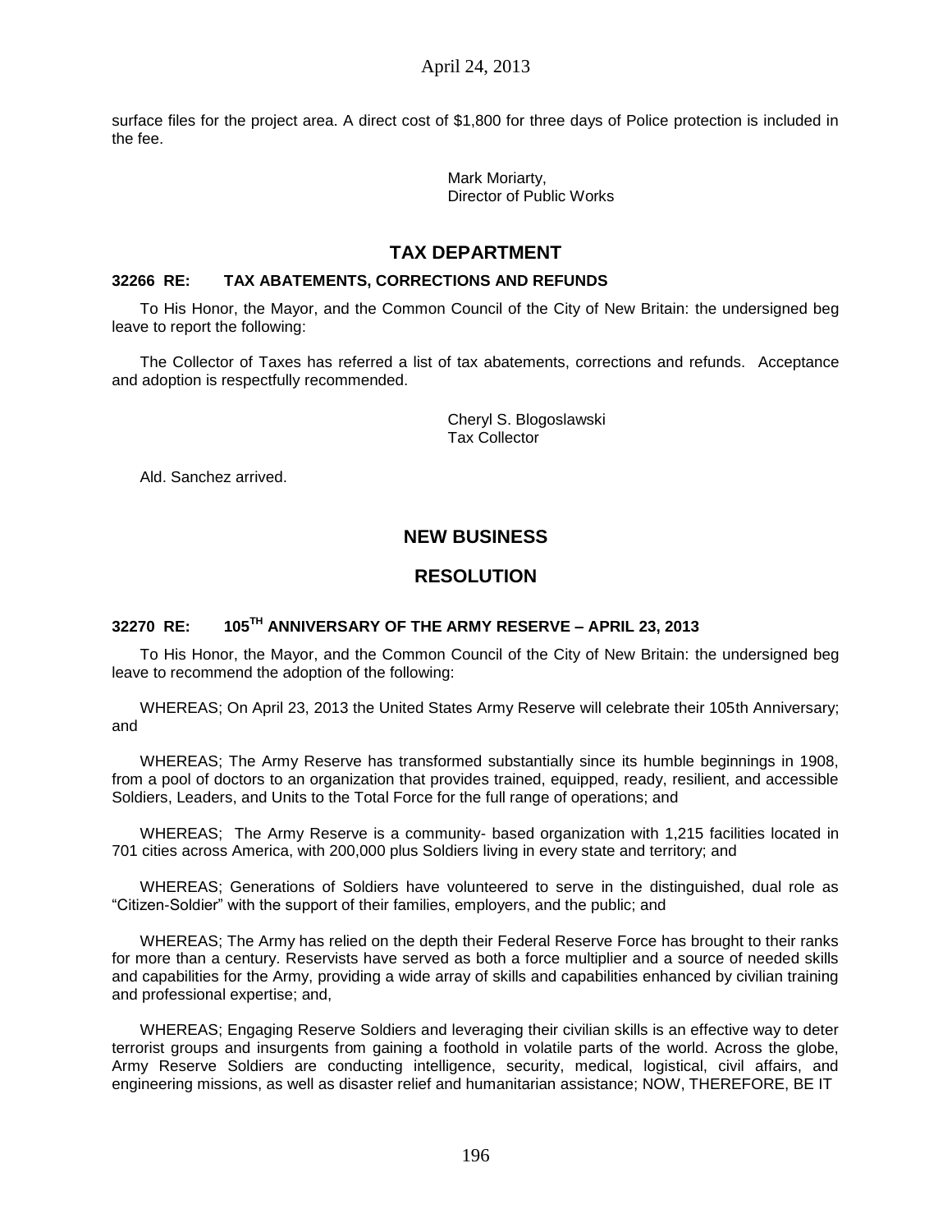surface files for the project area. A direct cost of $1,800 for three days of Police protection is included in the fee.

Mark Moriarty,
Director of Public Works

## TAX DEPARTMENT

**32266 RE: TAX ABATEMENTS, CORRECTIONS AND REFUNDS**

To His Honor, the Mayor, and the Common Council of the City of New Britain: the undersigned beg leave to report the following:

The Collector of Taxes has referred a list of tax abatements, corrections and refunds. Acceptance and adoption is respectfully recommended.

Cheryl S. Blogoslawski
Tax Collector

Ald. Sanchez arrived.

## NEW BUSINESS

## RESOLUTION

**32270 RE: 105TH ANNIVERSARY OF THE ARMY RESERVE – APRIL 23, 2013**

To His Honor, the Mayor, and the Common Council of the City of New Britain: the undersigned beg leave to recommend the adoption of the following:

WHEREAS; On April 23, 2013 the United States Army Reserve will celebrate their 105th Anniversary; and

WHEREAS; The Army Reserve has transformed substantially since its humble beginnings in 1908, from a pool of doctors to an organization that provides trained, equipped, ready, resilient, and accessible Soldiers, Leaders, and Units to the Total Force for the full range of operations; and

WHEREAS; The Army Reserve is a community- based organization with 1,215 facilities located in 701 cities across America, with 200,000 plus Soldiers living in every state and territory; and

WHEREAS; Generations of Soldiers have volunteered to serve in the distinguished, dual role as "Citizen-Soldier" with the support of their families, employers, and the public; and

WHEREAS; The Army has relied on the depth their Federal Reserve Force has brought to their ranks for more than a century. Reservists have served as both a force multiplier and a source of needed skills and capabilities for the Army, providing a wide array of skills and capabilities enhanced by civilian training and professional expertise; and,

WHEREAS; Engaging Reserve Soldiers and leveraging their civilian skills is an effective way to deter terrorist groups and insurgents from gaining a foothold in volatile parts of the world. Across the globe, Army Reserve Soldiers are conducting intelligence, security, medical, logistical, civil affairs, and engineering missions, as well as disaster relief and humanitarian assistance; NOW, THEREFORE, BE IT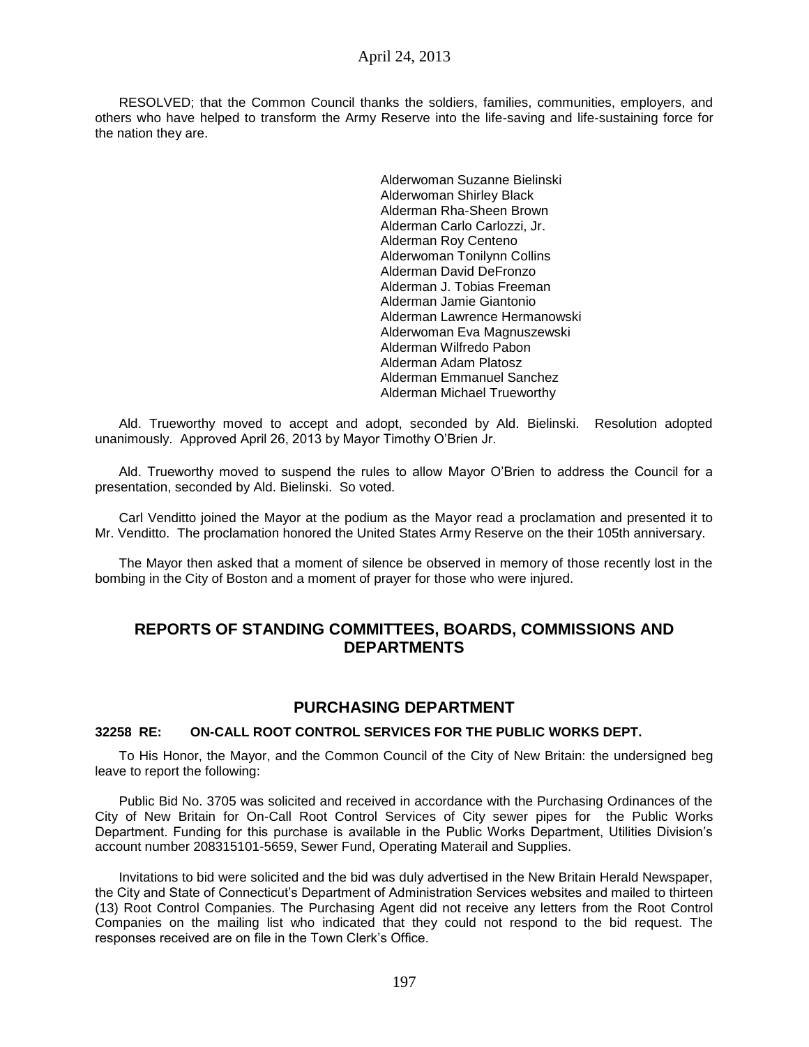RESOLVED; that the Common Council thanks the soldiers, families, communities, employers, and others who have helped to transform the Army Reserve into the life-saving and life-sustaining force for the nation they are.

Alderwoman Suzanne Bielinski
Alderwoman Shirley Black
Alderman Rha-Sheen Brown
Alderman Carlo Carlozzi, Jr.
Alderman Roy Centeno
Alderwoman Tonilynn Collins
Alderman David DeFronzo
Alderman J. Tobias Freeman
Alderman Jamie Giantonio
Alderman Lawrence Hermanowski
Alderwoman Eva Magnuszewski
Alderman Wilfredo Pabon
Alderman Adam Platosz
Alderman Emmanuel Sanchez
Alderman Michael Trueworthy

Ald. Trueworthy moved to accept and adopt, seconded by Ald. Bielinski. Resolution adopted unanimously. Approved April 26, 2013 by Mayor Timothy O'Brien Jr.

Ald. Trueworthy moved to suspend the rules to allow Mayor O'Brien to address the Council for a presentation, seconded by Ald. Bielinski. So voted.

Carl Venditto joined the Mayor at the podium as the Mayor read a proclamation and presented it to Mr. Venditto. The proclamation honored the United States Army Reserve on the their 105th anniversary.

The Mayor then asked that a moment of silence be observed in memory of those recently lost in the bombing in the City of Boston and a moment of prayer for those who were injured.

## REPORTS OF STANDING COMMITTEES, BOARDS, COMMISSIONS AND DEPARTMENTS

## PURCHASING DEPARTMENT

**32258 RE: ON-CALL ROOT CONTROL SERVICES FOR THE PUBLIC WORKS DEPT.**

To His Honor, the Mayor, and the Common Council of the City of New Britain: the undersigned beg leave to report the following:

Public Bid No. 3705 was solicited and received in accordance with the Purchasing Ordinances of the City of New Britain for On-Call Root Control Services of City sewer pipes for the Public Works Department. Funding for this purchase is available in the Public Works Department, Utilities Division's account number 208315101-5659, Sewer Fund, Operating Materail and Supplies.

Invitations to bid were solicited and the bid was duly advertised in the New Britain Herald Newspaper, the City and State of Connecticut's Department of Administration Services websites and mailed to thirteen (13) Root Control Companies. The Purchasing Agent did not receive any letters from the Root Control Companies on the mailing list who indicated that they could not respond to the bid request. The responses received are on file in the Town Clerk's Office.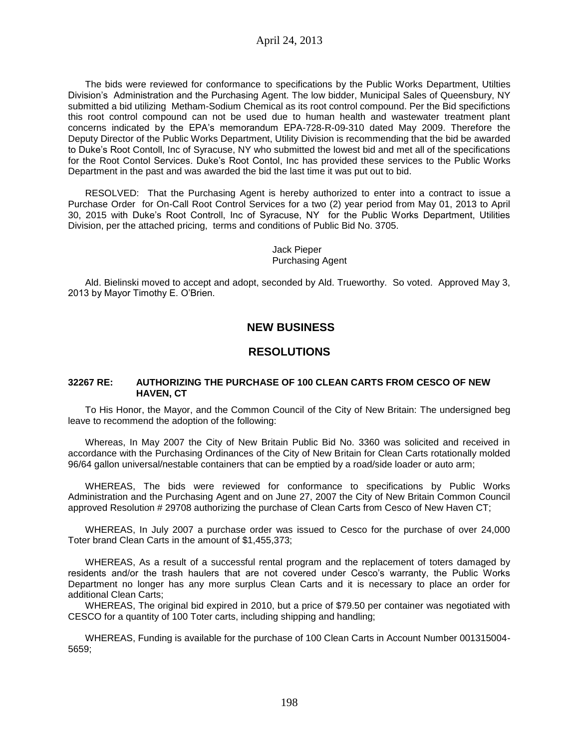The bids were reviewed for conformance to specifications by the Public Works Department, Utilties Division's Administration and the Purchasing Agent. The low bidder, Municipal Sales of Queensbury, NY submitted a bid utilizing Metham-Sodium Chemical as its root control compound. Per the Bid specifictions this root control compound can not be used due to human health and wastewater treatment plant concerns indicated by the EPA's memorandum EPA-728-R-09-310 dated May 2009. Therefore the Deputy Director of the Public Works Department, Utility Division is recommending that the bid be awarded to Duke's Root Contoll, Inc of Syracuse, NY who submitted the lowest bid and met all of the specifications for the Root Contol Services. Duke's Root Contol, Inc has provided these services to the Public Works Department in the past and was awarded the bid the last time it was put out to bid.

RESOLVED: That the Purchasing Agent is hereby authorized to enter into a contract to issue a Purchase Order for On-Call Root Control Services for a two (2) year period from May 01, 2013 to April 30, 2015 with Duke's Root Controll, Inc of Syracuse, NY for the Public Works Department, Utilities Division, per the attached pricing, terms and conditions of Public Bid No. 3705.

Jack Pieper
Purchasing Agent

Ald. Bielinski moved to accept and adopt, seconded by Ald. Trueworthy. So voted. Approved May 3, 2013 by Mayor Timothy E. O'Brien.

## NEW BUSINESS

## RESOLUTIONS

**32267 RE: AUTHORIZING THE PURCHASE OF 100 CLEAN CARTS FROM CESCO OF NEW HAVEN, CT**

To His Honor, the Mayor, and the Common Council of the City of New Britain: The undersigned beg leave to recommend the adoption of the following:

Whereas, In May 2007 the City of New Britain Public Bid No. 3360 was solicited and received in accordance with the Purchasing Ordinances of the City of New Britain for Clean Carts rotationally molded 96/64 gallon universal/nestable containers that can be emptied by a road/side loader or auto arm;

WHEREAS, The bids were reviewed for conformance to specifications by Public Works Administration and the Purchasing Agent and on June 27, 2007 the City of New Britain Common Council approved Resolution # 29708 authorizing the purchase of Clean Carts from Cesco of New Haven CT;

WHEREAS, In July 2007 a purchase order was issued to Cesco for the purchase of over 24,000 Toter brand Clean Carts in the amount of $1,455,373;

WHEREAS, As a result of a successful rental program and the replacement of toters damaged by residents and/or the trash haulers that are not covered under Cesco's warranty, the Public Works Department no longer has any more surplus Clean Carts and it is necessary to place an order for additional Clean Carts;

WHEREAS, The original bid expired in 2010, but a price of $79.50 per container was negotiated with CESCO for a quantity of 100 Toter carts, including shipping and handling;

WHEREAS, Funding is available for the purchase of 100 Clean Carts in Account Number 001315004-5659;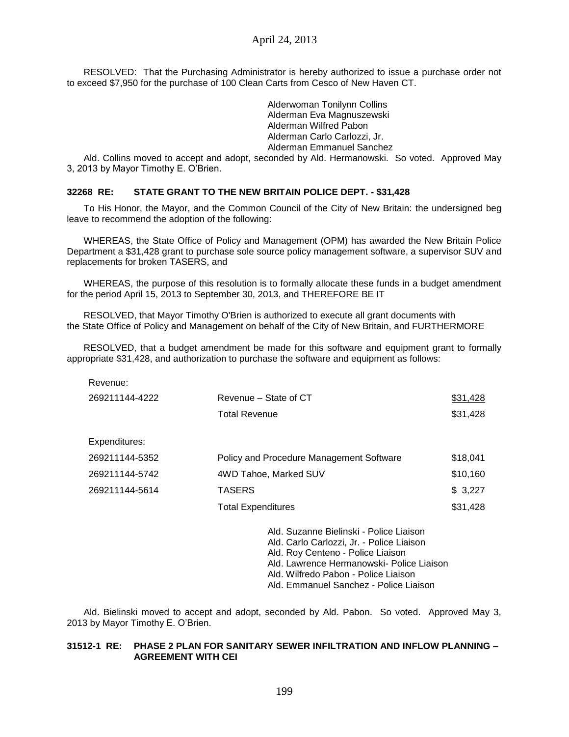RESOLVED: That the Purchasing Administrator is hereby authorized to issue a purchase order not to exceed $7,950 for the purchase of 100 Clean Carts from Cesco of New Haven CT.

Alderwoman Tonilynn Collins
Alderman Eva Magnuszewski
Alderman Wilfred Pabon
Alderman Carlo Carlozzi, Jr.
Alderman Emmanuel Sanchez

Ald. Collins moved to accept and adopt, seconded by Ald. Hermanowski. So voted. Approved May 3, 2013 by Mayor Timothy E. O'Brien.

**32268 RE: STATE GRANT TO THE NEW BRITAIN POLICE DEPT. - $31,428**

To His Honor, the Mayor, and the Common Council of the City of New Britain: the undersigned beg leave to recommend the adoption of the following:

WHEREAS, the State Office of Policy and Management (OPM) has awarded the New Britain Police Department a $31,428 grant to purchase sole source policy management software, a supervisor SUV and replacements for broken TASERS, and

WHEREAS, the purpose of this resolution is to formally allocate these funds in a budget amendment for the period April 15, 2013 to September 30, 2013, and THEREFORE BE IT

RESOLVED, that Mayor Timothy O'Brien is authorized to execute all grant documents with the State Office of Policy and Management on behalf of the City of New Britain, and FURTHERMORE

RESOLVED, that a budget amendment be made for this software and equipment grant to formally appropriate $31,428, and authorization to purchase the software and equipment as follows:

| | | |
|---|---|---|
| Revenue: | | |
| 269211144-4222 | Revenue – State of CT | $31,428 |
| | Total Revenue | $31,428 |
| Expenditures: | | |
| 269211144-5352 | Policy and Procedure Management Software | $18,041 |
| 269211144-5742 | 4WD Tahoe, Marked SUV | $10,160 |
| 269211144-5614 | TASERS | $ 3,227 |
| | Total Expenditures | $31,428 |

Ald. Suzanne Bielinski - Police Liaison
Ald. Carlo Carlozzi, Jr. - Police Liaison
Ald. Roy Centeno - Police Liaison
Ald. Lawrence Hermanowski- Police Liaison
Ald. Wilfredo Pabon - Police Liaison
Ald. Emmanuel Sanchez - Police Liaison

Ald. Bielinski moved to accept and adopt, seconded by Ald. Pabon. So voted. Approved May 3, 2013 by Mayor Timothy E. O'Brien.

**31512-1 RE: PHASE 2 PLAN FOR SANITARY SEWER INFILTRATION AND INFLOW PLANNING – AGREEMENT WITH CEI**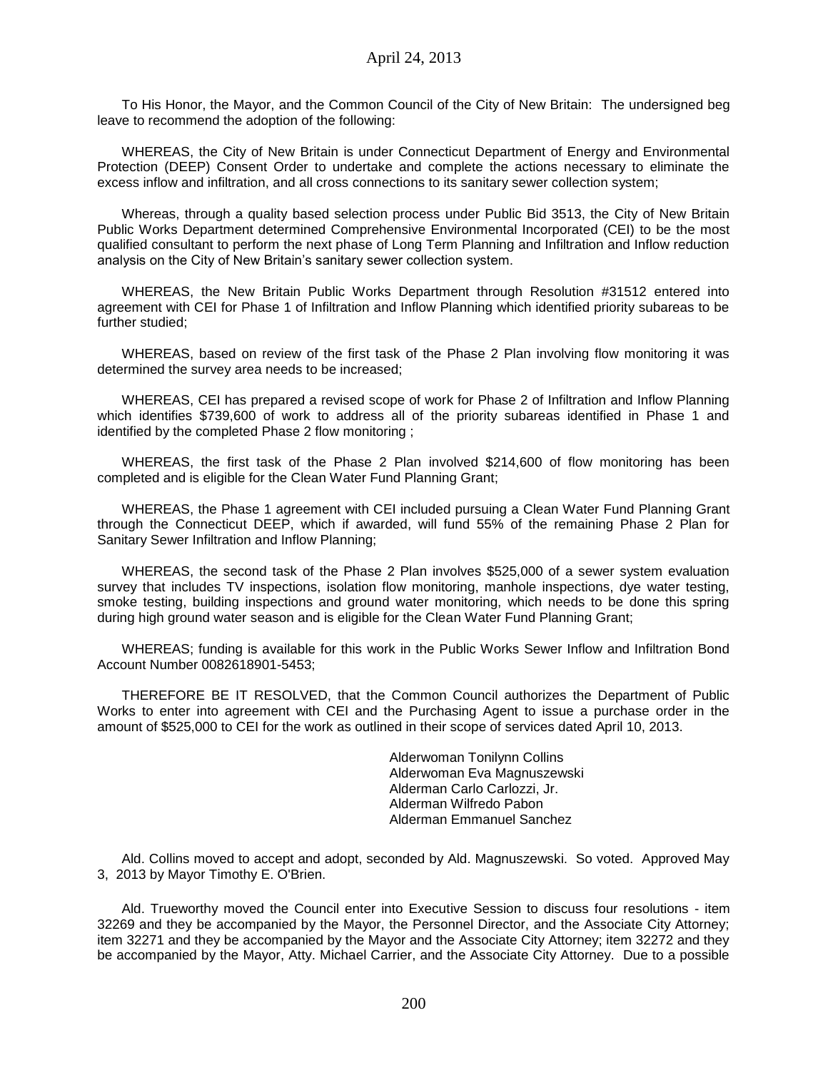To His Honor, the Mayor, and the Common Council of the City of New Britain: The undersigned beg leave to recommend the adoption of the following:

WHEREAS, the City of New Britain is under Connecticut Department of Energy and Environmental Protection (DEEP) Consent Order to undertake and complete the actions necessary to eliminate the excess inflow and infiltration, and all cross connections to its sanitary sewer collection system;

Whereas, through a quality based selection process under Public Bid 3513, the City of New Britain Public Works Department determined Comprehensive Environmental Incorporated (CEI) to be the most qualified consultant to perform the next phase of Long Term Planning and Infiltration and Inflow reduction analysis on the City of New Britain's sanitary sewer collection system.

WHEREAS, the New Britain Public Works Department through Resolution #31512 entered into agreement with CEI for Phase 1 of Infiltration and Inflow Planning which identified priority subareas to be further studied;

WHEREAS, based on review of the first task of the Phase 2 Plan involving flow monitoring it was determined the survey area needs to be increased;

WHEREAS, CEI has prepared a revised scope of work for Phase 2 of Infiltration and Inflow Planning which identifies $739,600 of work to address all of the priority subareas identified in Phase 1 and identified by the completed Phase 2 flow monitoring ;

WHEREAS, the first task of the Phase 2 Plan involved $214,600 of flow monitoring has been completed and is eligible for the Clean Water Fund Planning Grant;

WHEREAS, the Phase 1 agreement with CEI included pursuing a Clean Water Fund Planning Grant through the Connecticut DEEP, which if awarded, will fund 55% of the remaining Phase 2 Plan for Sanitary Sewer Infiltration and Inflow Planning;

WHEREAS, the second task of the Phase 2 Plan involves $525,000 of a sewer system evaluation survey that includes TV inspections, isolation flow monitoring, manhole inspections, dye water testing, smoke testing, building inspections and ground water monitoring, which needs to be done this spring during high ground water season and is eligible for the Clean Water Fund Planning Grant;

WHEREAS; funding is available for this work in the Public Works Sewer Inflow and Infiltration Bond Account Number 0082618901-5453;

THEREFORE BE IT RESOLVED, that the Common Council authorizes the Department of Public Works to enter into agreement with CEI and the Purchasing Agent to issue a purchase order in the amount of $525,000 to CEI for the work as outlined in their scope of services dated April 10, 2013.

Alderwoman Tonilynn Collins
Alderwoman Eva Magnuszewski
Alderman Carlo Carlozzi, Jr.
Alderman Wilfredo Pabon
Alderman Emmanuel Sanchez

Ald. Collins moved to accept and adopt, seconded by Ald. Magnuszewski. So voted. Approved May 3, 2013 by Mayor Timothy E. O'Brien.

Ald. Trueworthy moved the Council enter into Executive Session to discuss four resolutions - item 32269 and they be accompanied by the Mayor, the Personnel Director, and the Associate City Attorney; item 32271 and they be accompanied by the Mayor and the Associate City Attorney; item 32272 and they be accompanied by the Mayor, Atty. Michael Carrier, and the Associate City Attorney. Due to a possible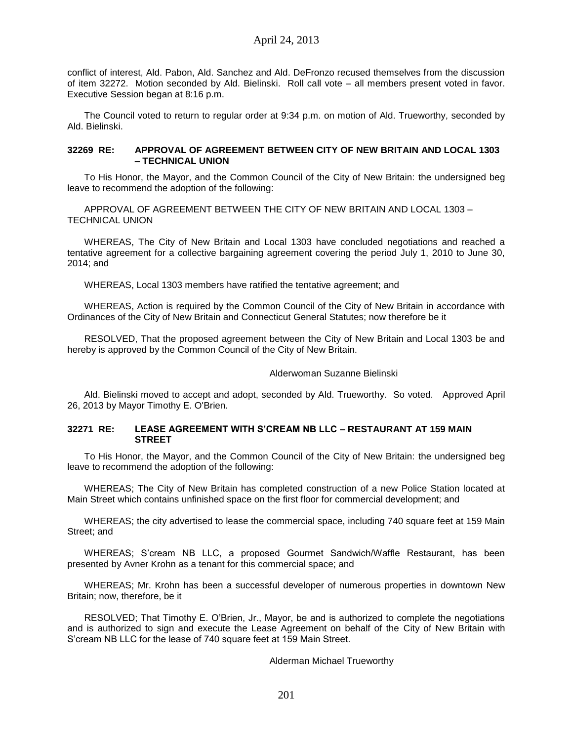conflict of interest, Ald. Pabon, Ald. Sanchez and Ald. DeFronzo recused themselves from the discussion of item 32272. Motion seconded by Ald. Bielinski. Roll call vote – all members present voted in favor. Executive Session began at 8:16 p.m.

The Council voted to return to regular order at 9:34 p.m. on motion of Ald. Trueworthy, seconded by Ald. Bielinski.

**32269 RE: APPROVAL OF AGREEMENT BETWEEN CITY OF NEW BRITAIN AND LOCAL 1303 – TECHNICAL UNION**

To His Honor, the Mayor, and the Common Council of the City of New Britain: the undersigned beg leave to recommend the adoption of the following:

APPROVAL OF AGREEMENT BETWEEN THE CITY OF NEW BRITAIN AND LOCAL 1303 – TECHNICAL UNION

WHEREAS, The City of New Britain and Local 1303 have concluded negotiations and reached a tentative agreement for a collective bargaining agreement covering the period July 1, 2010 to June 30, 2014; and

WHEREAS, Local 1303 members have ratified the tentative agreement; and

WHEREAS, Action is required by the Common Council of the City of New Britain in accordance with Ordinances of the City of New Britain and Connecticut General Statutes; now therefore be it

RESOLVED, That the proposed agreement between the City of New Britain and Local 1303 be and hereby is approved by the Common Council of the City of New Britain.

Alderwoman Suzanne Bielinski

Ald. Bielinski moved to accept and adopt, seconded by Ald. Trueworthy. So voted. Approved April 26, 2013 by Mayor Timothy E. O'Brien.

**32271 RE: LEASE AGREEMENT WITH S'CREAM NB LLC – RESTAURANT AT 159 MAIN STREET**

To His Honor, the Mayor, and the Common Council of the City of New Britain: the undersigned beg leave to recommend the adoption of the following:

WHEREAS; The City of New Britain has completed construction of a new Police Station located at Main Street which contains unfinished space on the first floor for commercial development; and

WHEREAS; the city advertised to lease the commercial space, including 740 square feet at 159 Main Street; and

WHEREAS; S'cream NB LLC, a proposed Gourmet Sandwich/Waffle Restaurant, has been presented by Avner Krohn as a tenant for this commercial space; and

WHEREAS; Mr. Krohn has been a successful developer of numerous properties in downtown New Britain; now, therefore, be it

RESOLVED; That Timothy E. O'Brien, Jr., Mayor, be and is authorized to complete the negotiations and is authorized to sign and execute the Lease Agreement on behalf of the City of New Britain with S'cream NB LLC for the lease of 740 square feet at 159 Main Street.

Alderman Michael Trueworthy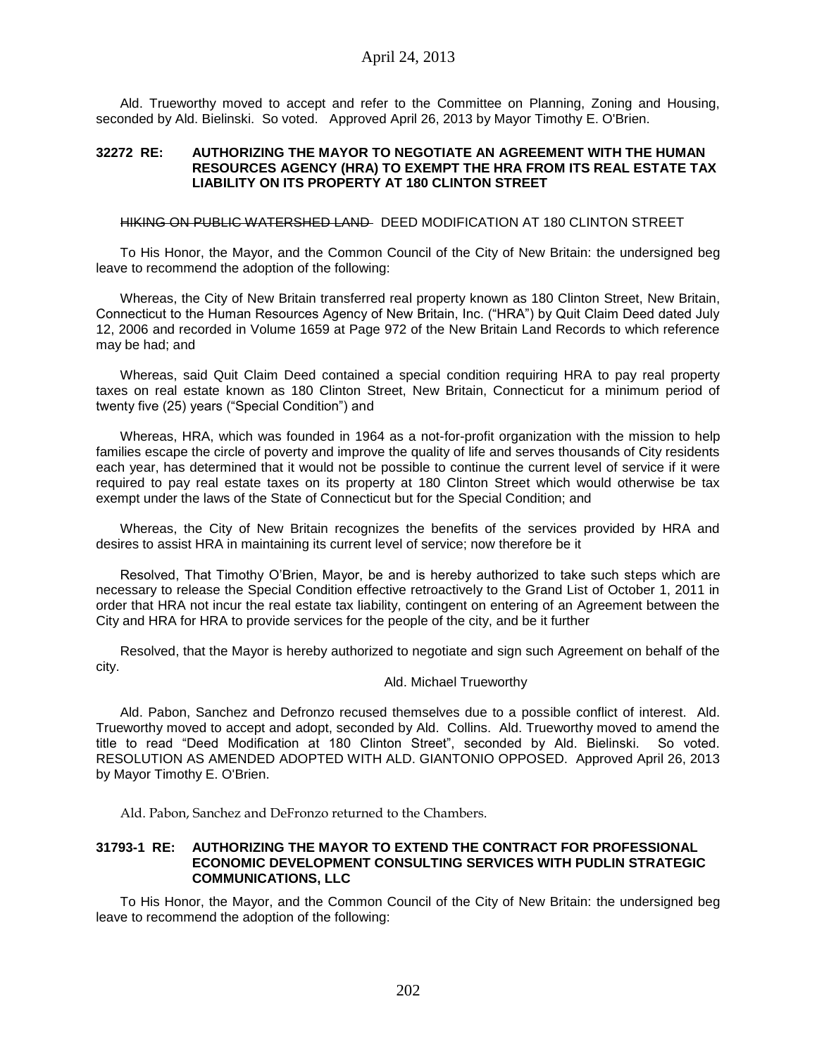Ald. Trueworthy moved to accept and refer to the Committee on Planning, Zoning and Housing, seconded by Ald. Bielinski. So voted. Approved April 26, 2013 by Mayor Timothy E. O'Brien.

**32272 RE: AUTHORIZING THE MAYOR TO NEGOTIATE AN AGREEMENT WITH THE HUMAN RESOURCES AGENCY (HRA) TO EXEMPT THE HRA FROM ITS REAL ESTATE TAX LIABILITY ON ITS PROPERTY AT 180 CLINTON STREET**

~~HIKING ON PUBLIC WATERSHED LAND~~ DEED MODIFICATION AT 180 CLINTON STREET

To His Honor, the Mayor, and the Common Council of the City of New Britain: the undersigned beg leave to recommend the adoption of the following:

Whereas, the City of New Britain transferred real property known as 180 Clinton Street, New Britain, Connecticut to the Human Resources Agency of New Britain, Inc. ("HRA") by Quit Claim Deed dated July 12, 2006 and recorded in Volume 1659 at Page 972 of the New Britain Land Records to which reference may be had; and

Whereas, said Quit Claim Deed contained a special condition requiring HRA to pay real property taxes on real estate known as 180 Clinton Street, New Britain, Connecticut for a minimum period of twenty five (25) years ("Special Condition") and

Whereas, HRA, which was founded in 1964 as a not-for-profit organization with the mission to help families escape the circle of poverty and improve the quality of life and serves thousands of City residents each year, has determined that it would not be possible to continue the current level of service if it were required to pay real estate taxes on its property at 180 Clinton Street which would otherwise be tax exempt under the laws of the State of Connecticut but for the Special Condition; and

Whereas, the City of New Britain recognizes the benefits of the services provided by HRA and desires to assist HRA in maintaining its current level of service; now therefore be it

Resolved, That Timothy O'Brien, Mayor, be and is hereby authorized to take such steps which are necessary to release the Special Condition effective retroactively to the Grand List of October 1, 2011 in order that HRA not incur the real estate tax liability, contingent on entering of an Agreement between the City and HRA for HRA to provide services for the people of the city, and be it further

Resolved, that the Mayor is hereby authorized to negotiate and sign such Agreement on behalf of the city.

Ald. Michael Trueworthy

Ald. Pabon, Sanchez and Defronzo recused themselves due to a possible conflict of interest. Ald. Trueworthy moved to accept and adopt, seconded by Ald. Collins. Ald. Trueworthy moved to amend the title to read "Deed Modification at 180 Clinton Street", seconded by Ald. Bielinski. So voted. RESOLUTION AS AMENDED ADOPTED WITH ALD. GIANTONIO OPPOSED. Approved April 26, 2013 by Mayor Timothy E. O'Brien.

Ald. Pabon, Sanchez and DeFronzo returned to the Chambers.

**31793-1 RE: AUTHORIZING THE MAYOR TO EXTEND THE CONTRACT FOR PROFESSIONAL ECONOMIC DEVELOPMENT CONSULTING SERVICES WITH PUDLIN STRATEGIC COMMUNICATIONS, LLC**

To His Honor, the Mayor, and the Common Council of the City of New Britain: the undersigned beg leave to recommend the adoption of the following: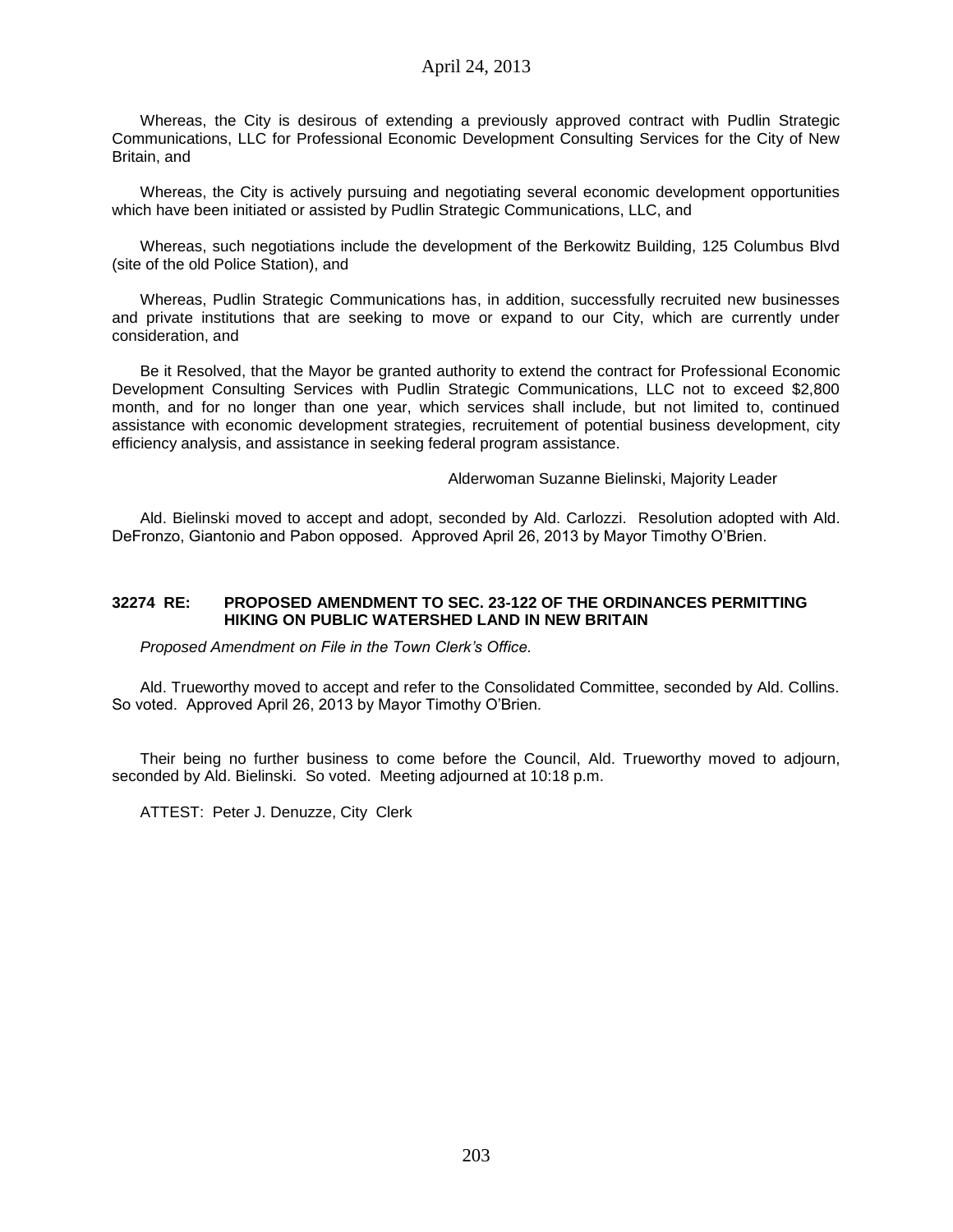Whereas, the City is desirous of extending a previously approved contract with Pudlin Strategic Communications, LLC for Professional Economic Development Consulting Services for the City of New Britain, and

Whereas, the City is actively pursuing and negotiating several economic development opportunities which have been initiated or assisted by Pudlin Strategic Communications, LLC, and

Whereas, such negotiations include the development of the Berkowitz Building, 125 Columbus Blvd (site of the old Police Station), and

Whereas, Pudlin Strategic Communications has, in addition, successfully recruited new businesses and private institutions that are seeking to move or expand to our City, which are currently under consideration, and

Be it Resolved, that the Mayor be granted authority to extend the contract for Professional Economic Development Consulting Services with Pudlin Strategic Communications, LLC not to exceed $2,800 month, and for no longer than one year, which services shall include, but not limited to, continued assistance with economic development strategies, recruitement of potential business development, city efficiency analysis, and assistance in seeking federal program assistance.

Alderwoman Suzanne Bielinski, Majority Leader

Ald. Bielinski moved to accept and adopt, seconded by Ald. Carlozzi. Resolution adopted with Ald. DeFronzo, Giantonio and Pabon opposed. Approved April 26, 2013 by Mayor Timothy O'Brien.

**32274 RE: PROPOSED AMENDMENT TO SEC. 23-122 OF THE ORDINANCES PERMITTING HIKING ON PUBLIC WATERSHED LAND IN NEW BRITAIN**

*Proposed Amendment on File in the Town Clerk's Office.*

Ald. Trueworthy moved to accept and refer to the Consolidated Committee, seconded by Ald. Collins. So voted. Approved April 26, 2013 by Mayor Timothy O'Brien.

Their being no further business to come before the Council, Ald. Trueworthy moved to adjourn, seconded by Ald. Bielinski. So voted. Meeting adjourned at 10:18 p.m.

ATTEST: Peter J. Denuzze, City Clerk